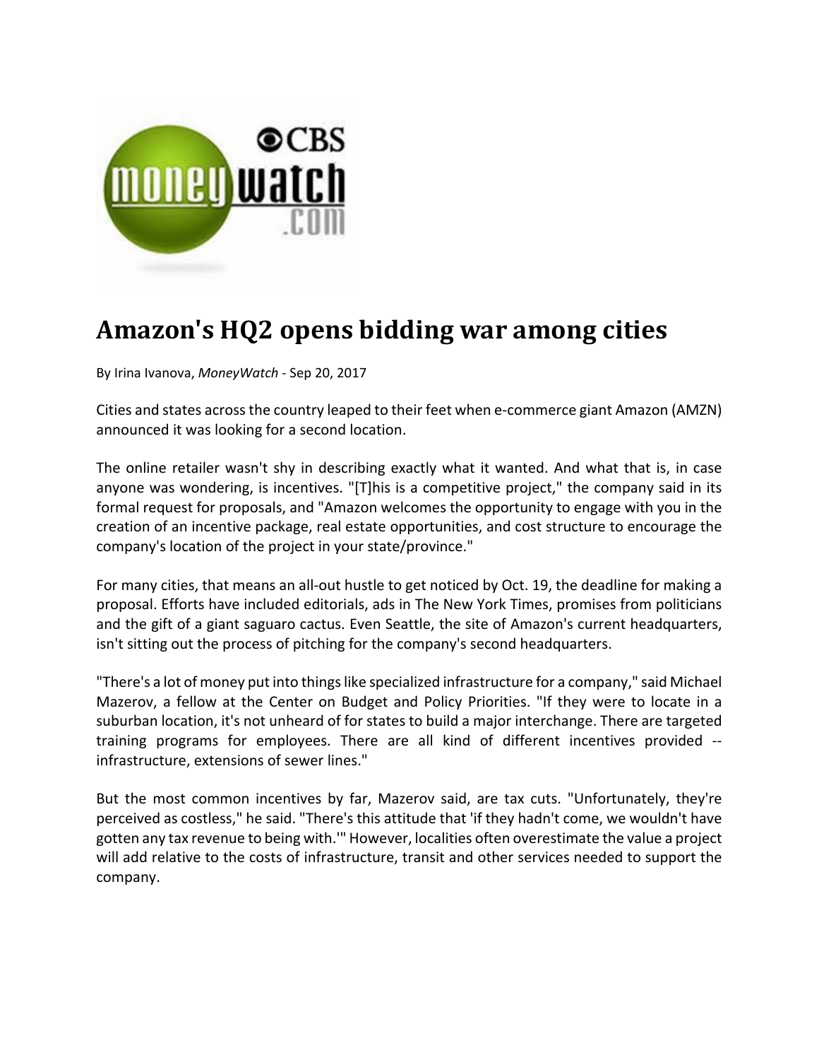# Amazon's HQ2 opens bidding war among cities

By Irina Ivanova, *MoneyWatch* - Sep 20, 2017

Cities and states across the country leaped to their feet when e-commerce giant Amazon (AMZN) announced it was looking for a second location.

The online retailer wasn't shy in describing exactly what it wanted. And what that is, in case anyone was wondering, is incentives. "[T]his is a competitive project," the company said in its formal request for proposals, and "Amazon welcomes the opportunity to engage with you in the creation of an incentive package, real estate opportunities, and cost structure to encourage the company's location of the project in your state/province."

For many cities, that means an all-out hustle to get noticed by Oct. 19, the deadline for making a proposal. Efforts have included editorials, ads in The New York Times, promises from politicians and the gift of a giant saguaro cactus. Even Seattle, the site of Amazon's current headquarters, isn't sitting out the process of pitching for the company's second headquarters.

"There's a lot of money put into things like specialized infrastructure for a company," said Michael Mazerov, a fellow at the Center on Budget and Policy Priorities. "If they were to locate in a suburban location, it's not unheard of for states to build a major interchange. There are targeted training programs for employees. There are all kind of different incentives provided -- infrastructure, extensions of sewer lines."

But the most common incentives by far, Mazerov said, are tax cuts. "Unfortunately, they're perceived as costless," he said. "There's this attitude that 'if they hadn't come, we wouldn't have gotten any tax revenue to being with.'" However, localities often overestimate the value a project will add relative to the costs of infrastructure, transit and other services needed to support the company.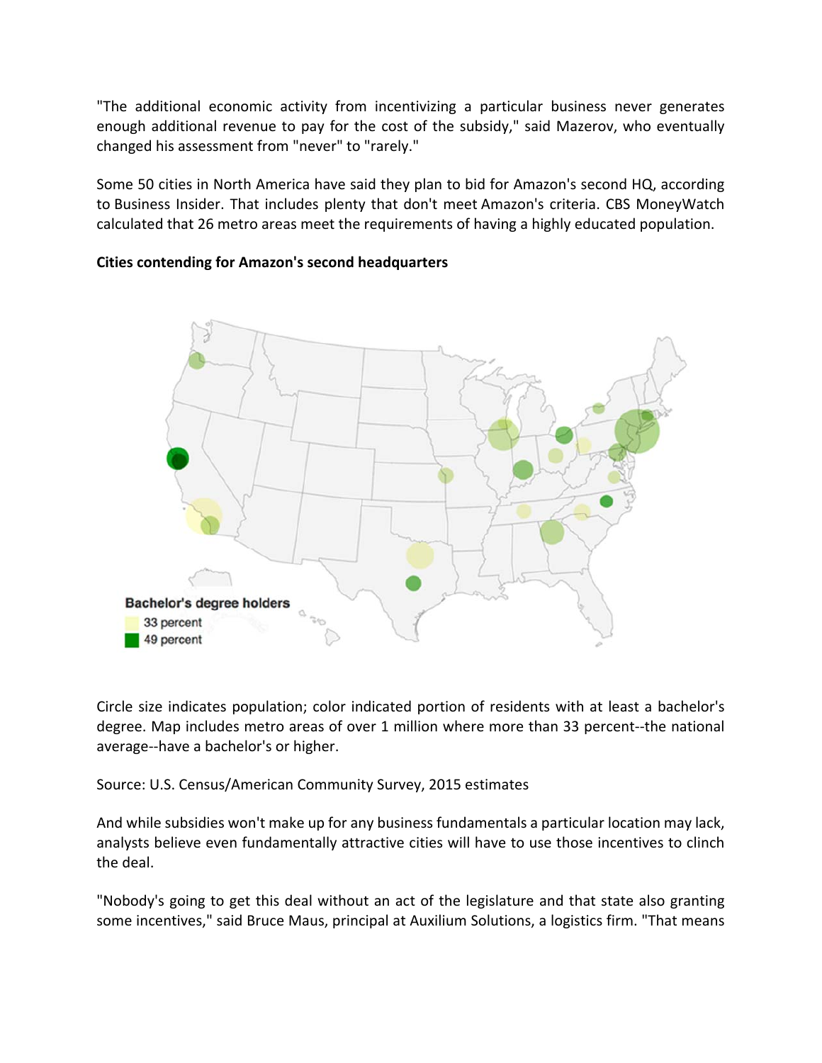"The additional economic activity from incentivizing a particular business never generates enough additional revenue to pay for the cost of the subsidy," said Mazerov, who eventually changed his assessment from "never" to "rarely."

Some 50 cities in North America have said they plan to bid for Amazon's second HQ, according to Business Insider. That includes plenty that don't meet Amazon's criteria. CBS MoneyWatch calculated that 26 metro areas meet the requirements of having a highly educated population.

**Cities contending for Amazon's second headquarters**

Bachelor's degree holders

33 percent

49 percent

Circle size indicates population; color indicated portion of residents with at least a bachelor's degree. Map includes metro areas of over 1 million where more than 33 percent--the national average--have a bachelor's or higher.

Source: U.S. Census/American Community Survey, 2015 estimates

And while subsidies won't make up for any business fundamentals a particular location may lack, analysts believe even fundamentally attractive cities will have to use those incentives to clinch the deal.

"Nobody's going to get this deal without an act of the legislature and that state also granting some incentives," said Bruce Maus, principal at Auxilium Solutions, a logistics firm. "That means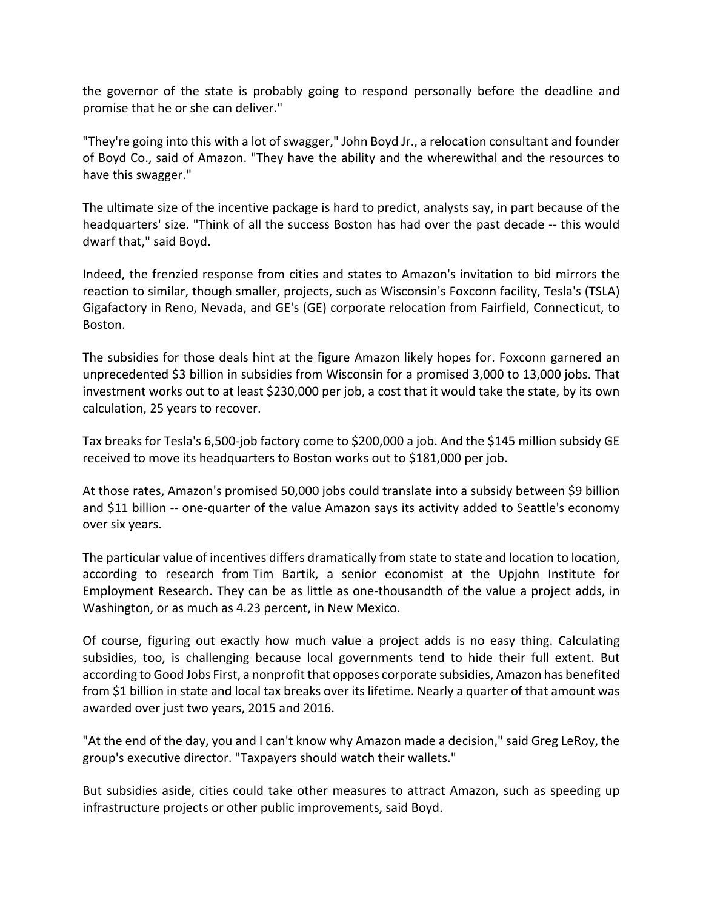the governor of the state is probably going to respond personally before the deadline and promise that he or she can deliver."

"They're going into this with a lot of swagger," John Boyd Jr., a relocation consultant and founder of Boyd Co., said of Amazon. "They have the ability and the wherewithal and the resources to have this swagger."

The ultimate size of the incentive package is hard to predict, analysts say, in part because of the headquarters' size. "Think of all the success Boston has had over the past decade -- this would dwarf that," said Boyd.

Indeed, the frenzied response from cities and states to Amazon's invitation to bid mirrors the reaction to similar, though smaller, projects, such as Wisconsin's Foxconn facility, Tesla's (TSLA) Gigafactory in Reno, Nevada, and GE's (GE) corporate relocation from Fairfield, Connecticut, to Boston.

The subsidies for those deals hint at the figure Amazon likely hopes for. Foxconn garnered an unprecedented $3 billion in subsidies from Wisconsin for a promised 3,000 to 13,000 jobs. That investment works out to at least $230,000 per job, a cost that it would take the state, by its own calculation, 25 years to recover.

Tax breaks for Tesla's 6,500-job factory come to $200,000 a job. And the $145 million subsidy GE received to move its headquarters to Boston works out to $181,000 per job.

At those rates, Amazon's promised 50,000 jobs could translate into a subsidy between $9 billion and $11 billion -- one-quarter of the value Amazon says its activity added to Seattle's economy over six years.

The particular value of incentives differs dramatically from state to state and location to location, according to research from Tim Bartik, a senior economist at the Upjohn Institute for Employment Research. They can be as little as one-thousandth of the value a project adds, in Washington, or as much as 4.23 percent, in New Mexico.

Of course, figuring out exactly how much value a project adds is no easy thing. Calculating subsidies, too, is challenging because local governments tend to hide their full extent. But according to Good Jobs First, a nonprofit that opposes corporate subsidies, Amazon has benefited from $1 billion in state and local tax breaks over its lifetime. Nearly a quarter of that amount was awarded over just two years, 2015 and 2016.

"At the end of the day, you and I can't know why Amazon made a decision," said Greg LeRoy, the group's executive director. "Taxpayers should watch their wallets."

But subsidies aside, cities could take other measures to attract Amazon, such as speeding up infrastructure projects or other public improvements, said Boyd.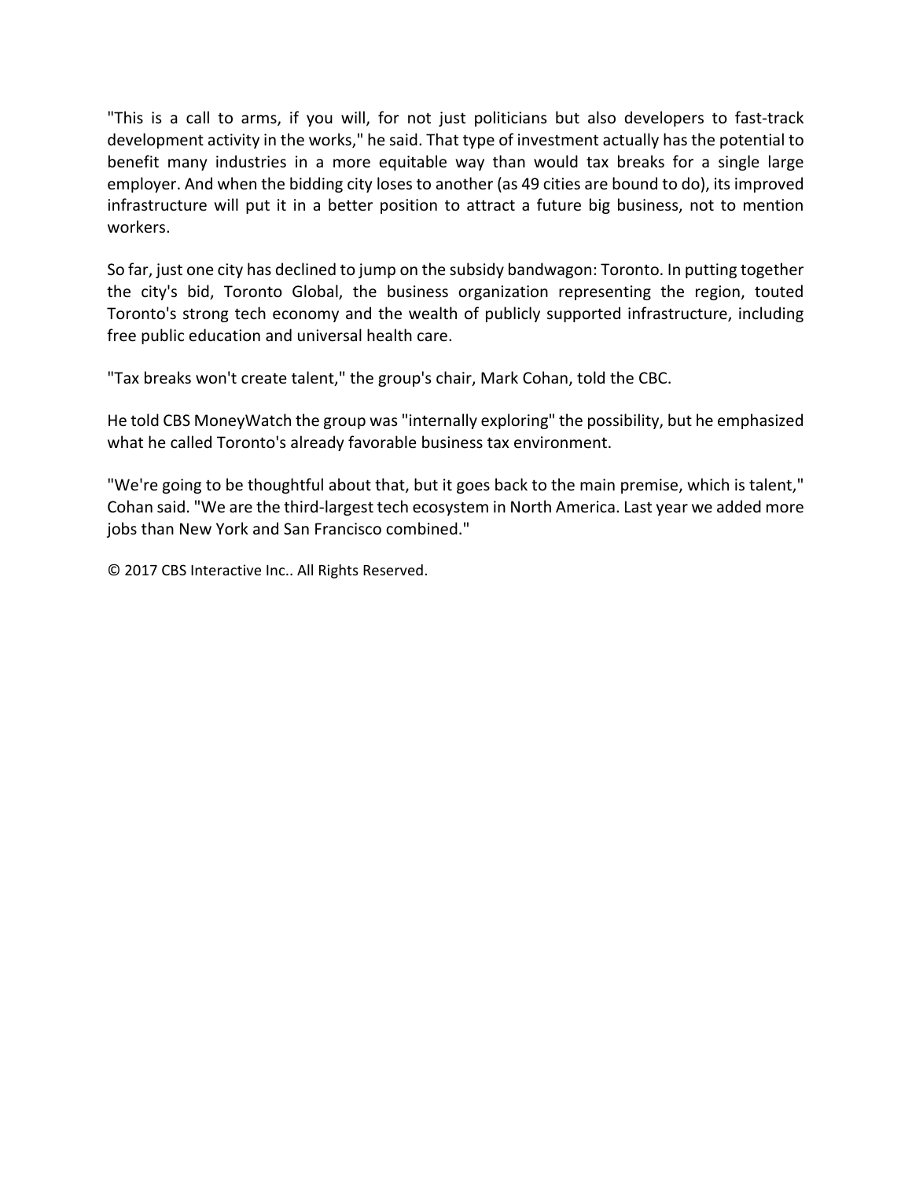"This is a call to arms, if you will, for not just politicians but also developers to fast-track development activity in the works," he said. That type of investment actually has the potential to benefit many industries in a more equitable way than would tax breaks for a single large employer. And when the bidding city loses to another (as 49 cities are bound to do), its improved infrastructure will put it in a better position to attract a future big business, not to mention workers.

So far, just one city has declined to jump on the subsidy bandwagon: Toronto. In putting together the city's bid, Toronto Global, the business organization representing the region, touted Toronto's strong tech economy and the wealth of publicly supported infrastructure, including free public education and universal health care.

"Tax breaks won't create talent," the group's chair, Mark Cohan, told the CBC.

He told CBS MoneyWatch the group was "internally exploring" the possibility, but he emphasized what he called Toronto's already favorable business tax environment.

"We're going to be thoughtful about that, but it goes back to the main premise, which is talent," Cohan said. "We are the third-largest tech ecosystem in North America. Last year we added more jobs than New York and San Francisco combined."

© 2017 CBS Interactive Inc.. All Rights Reserved.